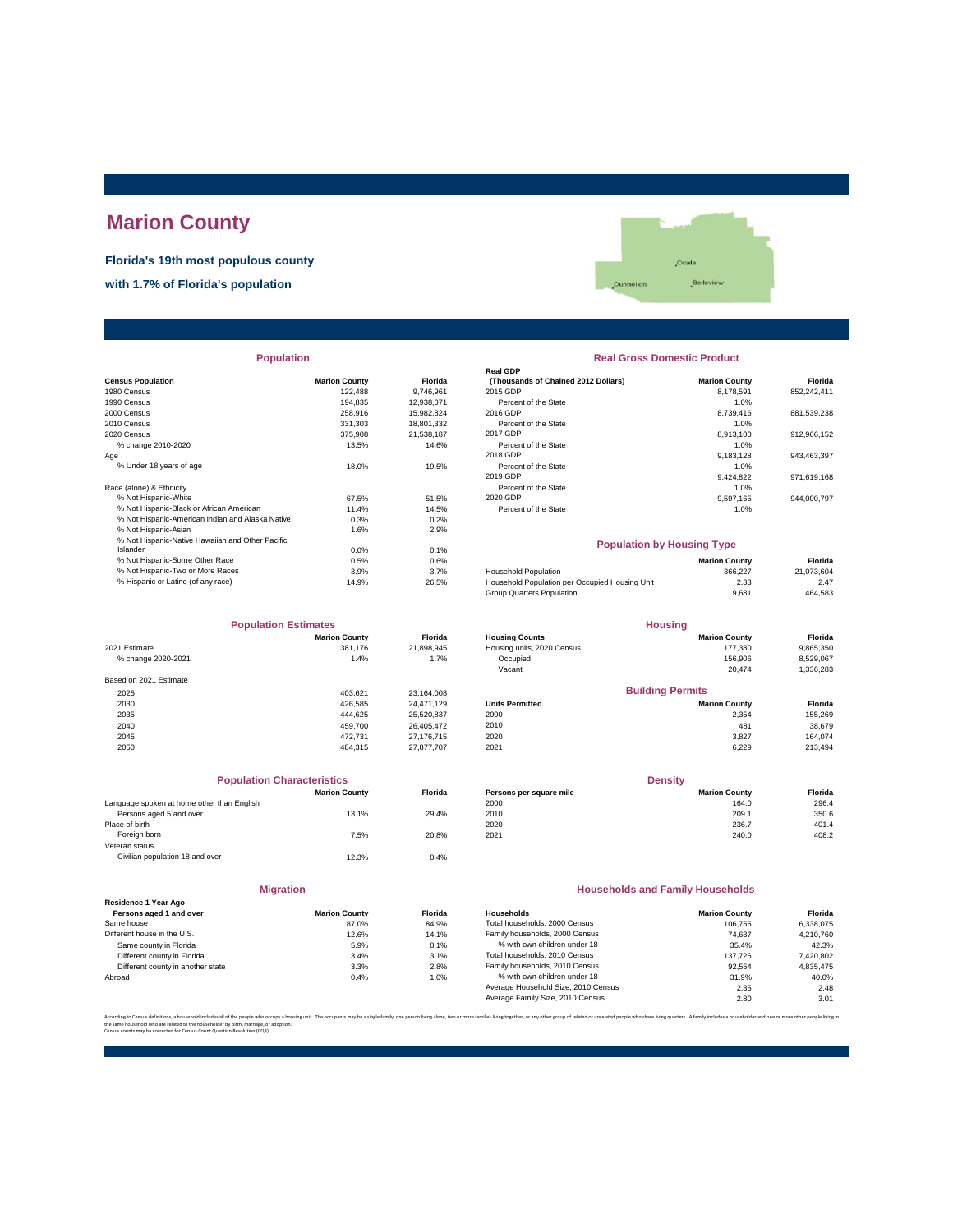# Marion County

**Florida's 19th most populous county**

**with 1.7% of Florida's population**

## Population

| Census Population | Marion County | Florida |
|---|---|---|
| 1980 Census | 122,488 | 9,746,961 |
| 1990 Census | 194,835 | 12,938,071 |
| 2000 Census | 258,916 | 15,982,824 |
| 2010 Census | 331,303 | 18,801,332 |
| 2020 Census | 375,908 | 21,538,187 |
| % change 2010-2020 | 13.5% | 14.6% |
| Age | | |
| % Under 18 years of age | 18.0% | 19.5% |
| Race (alone) & Ethnicity | | |
| % Not Hispanic-White | 67.5% | 51.5% |
| % Not Hispanic-Black or African American | 11.4% | 14.5% |
| % Not Hispanic-American Indian and Alaska Native | 0.3% | 0.2% |
| % Not Hispanic-Asian | 1.6% | 2.9% |
| % Not Hispanic-Native Hawaiian and Other Pacific Islander | 0.0% | 0.1% |
| % Not Hispanic-Some Other Race | 0.5% | 0.6% |
| % Not Hispanic-Two or More Races | 3.9% | 3.7% |
| % Hispanic or Latino (of any race) | 14.9% | 26.5% |

## Real Gross Domestic Product

| Real GDP (Thousands of Chained 2012 Dollars) | Marion County | Florida |
|---|---|---|
| 2015 GDP | 8,178,591 | 852,242,411 |
| Percent of the State | 1.0% | |
| 2016 GDP | 8,739,416 | 881,539,238 |
| Percent of the State | 1.0% | |
| 2017 GDP | 8,913,100 | 912,966,152 |
| Percent of the State | 1.0% | |
| 2018 GDP | 9,183,128 | 943,463,397 |
| Percent of the State | 1.0% | |
| 2019 GDP | 9,424,822 | 971,619,168 |
| Percent of the State | 1.0% | |
| 2020 GDP | 9,597,165 | 944,000,797 |
| Percent of the State | 1.0% | |

## Population by Housing Type

| | Marion County | Florida |
|---|---|---|
| Household Population | 366,227 | 21,073,604 |
| Household Population per Occupied Housing Unit | 2.33 | 2.47 |
| Group Quarters Population | 9,681 | 464,583 |

## Population Estimates

| | Marion County | Florida |
|---|---|---|
| 2021 Estimate | 381,176 | 21,898,945 |
| % change 2020-2021 | 1.4% | 1.7% |
| Based on 2021 Estimate | | |
| 2025 | 403,621 | 23,164,008 |
| 2030 | 426,585 | 24,471,129 |
| 2035 | 444,625 | 25,520,837 |
| 2040 | 459,700 | 26,405,472 |
| 2045 | 472,731 | 27,176,715 |
| 2050 | 484,315 | 27,877,707 |

## Housing

| Housing Counts | Marion County | Florida |
|---|---|---|
| Housing units, 2020 Census | 177,380 | 9,865,350 |
| Occupied | 156,906 | 8,529,067 |
| Vacant | 20,474 | 1,336,283 |

## Building Permits

| Units Permitted | Marion County | Florida |
|---|---|---|
| 2000 | 2,354 | 155,269 |
| 2010 | 481 | 38,679 |
| 2020 | 3,827 | 164,074 |
| 2021 | 6,229 | 213,494 |

## Population Characteristics

| | Marion County | Florida |
|---|---|---|
| Language spoken at home other than English | | |
| Persons aged 5 and over | 13.1% | 29.4% |
| Place of birth | | |
| Foreign born | 7.5% | 20.8% |
| Veteran status | | |
| Civilian population 18 and over | 12.3% | 8.4% |

## Density

| Persons per square mile | Marion County | Florida |
|---|---|---|
| 2000 | 164.0 | 296.4 |
| 2010 | 209.1 | 350.6 |
| 2020 | 236.7 | 401.4 |
| 2021 | 240.0 | 408.2 |

## Migration

| Residence 1 Year Ago Persons aged 1 and over | Marion County | Florida |
|---|---|---|
| Same house | 87.0% | 84.9% |
| Different house in the U.S. | 12.6% | 14.1% |
| Same county in Florida | 5.9% | 8.1% |
| Different county in Florida | 3.4% | 3.1% |
| Different county in another state | 3.3% | 2.8% |
| Abroad | 0.4% | 1.0% |

## Households and Family Households

| Households | Marion County | Florida |
|---|---|---|
| Total households, 2000 Census | 106,755 | 6,338,075 |
| Family households, 2000 Census | 74,637 | 4,210,760 |
| % with own children under 18 | 35.4% | 42.3% |
| Total households, 2010 Census | 137,726 | 7,420,802 |
| Family households, 2010 Census | 92,554 | 4,835,475 |
| % with own children under 18 | 31.9% | 40.0% |
| Average Household Size, 2010 Census | 2.35 | 2.48 |
| Average Family Size, 2010 Census | 2.80 | 3.01 |

According to Census definitions, a household includes all of the people who occupy a housing unit. The occupants may be a single family, one person living alone, two or more families living together, or any other group of related or unrelated people who share living quarters. A family includes a householder and one or more other people living in the same household who are related to the householder by birth, marriage, or adoption.
Census counts may be corrected for Census Count Question Resolution (CQR).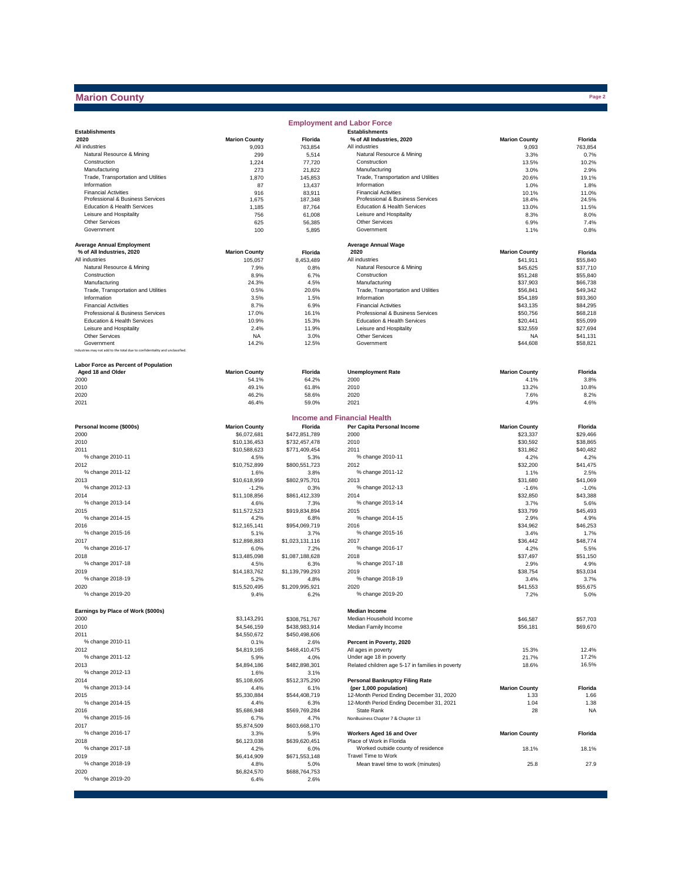# Marion County

## Employment and Labor Force

| Establishments 2020 | Marion County | Florida |
|---|---|---|
| All industries | 9,093 | 763,854 |
| Natural Resource & Mining | 299 | 5,514 |
| Construction | 1,224 | 77,720 |
| Manufacturing | 273 | 21,822 |
| Trade, Transportation and Utilities | 1,870 | 145,853 |
| Information | 87 | 13,437 |
| Financial Activities | 916 | 83,911 |
| Professional & Business Services | 1,675 | 187,348 |
| Education & Health Services | 1,185 | 87,764 |
| Leisure and Hospitality | 756 | 61,008 |
| Other Services | 625 | 56,385 |
| Government | 100 | 5,895 |

| Establishments % of All Industries, 2020 | Marion County | Florida |
|---|---|---|
| All industries | 9,093 | 763,854 |
| Natural Resource & Mining | 3.3% | 0.7% |
| Construction | 13.5% | 10.2% |
| Manufacturing | 3.0% | 2.9% |
| Trade, Transportation and Utilities | 20.6% | 19.1% |
| Information | 1.0% | 1.8% |
| Financial Activities | 10.1% | 11.0% |
| Professional & Business Services | 18.4% | 24.5% |
| Education & Health Services | 13.0% | 11.5% |
| Leisure and Hospitality | 8.3% | 8.0% |
| Other Services | 6.9% | 7.4% |
| Government | 1.1% | 0.8% |

| Average Annual Employment % of All Industries, 2020 | Marion County | Florida |
|---|---|---|
| All industries | 105,057 | 8,453,489 |
| Natural Resource & Mining | 7.9% | 0.8% |
| Construction | 8.9% | 6.7% |
| Manufacturing | 24.3% | 4.5% |
| Trade, Transportation and Utilities | 0.5% | 20.6% |
| Information | 3.5% | 1.5% |
| Financial Activities | 8.7% | 6.9% |
| Professional & Business Services | 17.0% | 16.1% |
| Education & Health Services | 10.9% | 15.3% |
| Leisure and Hospitality | 2.4% | 11.9% |
| Other Services | NA | 3.0% |
| Government | 14.2% | 12.5% |

Industries may not add to the total due to confidentiality and unclassified.

| Average Annual Wage 2020 | Marion County | Florida |
|---|---|---|
| All industries | $41,911 | $55,840 |
| Natural Resource & Mining | $45,625 | $37,710 |
| Construction | $51,248 | $55,840 |
| Manufacturing | $37,903 | $66,738 |
| Trade, Transportation and Utilities | $56,841 | $49,342 |
| Information | $54,189 | $93,360 |
| Financial Activities | $43,135 | $84,295 |
| Professional & Business Services | $50,756 | $68,218 |
| Education & Health Services | $20,441 | $55,099 |
| Leisure and Hospitality | $32,559 | $27,694 |
| Other Services | NA | $41,131 |
| Government | $44,608 | $58,821 |

| Labor Force as Percent of Population Aged 18 and Older | Marion County | Florida |
|---|---|---|
| 2000 | 54.1% | 64.2% |
| 2010 | 49.1% | 61.8% |
| 2020 | 46.2% | 58.6% |
| 2021 | 46.4% | 59.0% |

| Unemployment Rate | Marion County | Florida |
|---|---|---|
| 2000 | 4.1% | 3.8% |
| 2010 | 13.2% | 10.8% |
| 2020 | 7.6% | 8.2% |
| 2021 | 4.9% | 4.6% |

## Income and Financial Health

| Personal Income ($000s) | Marion County | Florida |
|---|---|---|
| 2000 | $6,072,681 | $472,851,789 |
| 2010 | $10,136,453 | $732,457,478 |
| 2011 | $10,588,623 | $771,409,454 |
| % change 2010-11 | 4.5% | 5.3% |
| 2012 | $10,752,899 | $800,551,723 |
| % change 2011-12 | 1.6% | 3.8% |
| 2013 | $10,618,959 | $802,975,701 |
| % change 2012-13 | -1.2% | 0.3% |
| 2014 | $11,108,856 | $861,412,339 |
| % change 2013-14 | 4.6% | 7.3% |
| 2015 | $11,572,523 | $919,834,894 |
| % change 2014-15 | 4.2% | 6.8% |
| 2016 | $12,165,141 | $954,069,719 |
| % change 2015-16 | 5.1% | 3.7% |
| 2017 | $12,898,883 | $1,023,131,116 |
| % change 2016-17 | 6.0% | 7.2% |
| 2018 | $13,485,098 | $1,087,188,628 |
| % change 2017-18 | 4.5% | 6.3% |
| 2019 | $14,183,762 | $1,139,799,293 |
| % change 2018-19 | 5.2% | 4.8% |
| 2020 | $15,520,495 | $1,209,995,921 |
| % change 2019-20 | 9.4% | 6.2% |

| Per Capita Personal Income | Marion County | Florida |
|---|---|---|
| 2000 | $23,337 | $29,466 |
| 2010 | $30,592 | $38,865 |
| 2011 | $31,862 | $40,482 |
| % change 2010-11 | 4.2% | 4.2% |
| 2012 | $32,200 | $41,475 |
| % change 2011-12 | 1.1% | 2.5% |
| 2013 | $31,680 | $41,069 |
| % change 2012-13 | -1.6% | -1.0% |
| 2014 | $32,850 | $43,388 |
| % change 2013-14 | 3.7% | 5.6% |
| 2015 | $33,799 | $45,493 |
| % change 2014-15 | 2.9% | 4.9% |
| 2016 | $34,962 | $46,253 |
| % change 2015-16 | 3.4% | 1.7% |
| 2017 | $36,442 | $48,774 |
| % change 2016-17 | 4.2% | 5.5% |
| 2018 | $37,497 | $51,150 |
| % change 2017-18 | 2.9% | 4.9% |
| 2019 | $38,754 | $53,034 |
| % change 2018-19 | 3.4% | 3.7% |
| 2020 | $41,553 | $55,675 |
| % change 2019-20 | 7.2% | 5.0% |

| Earnings by Place of Work ($000s) | Marion County | Florida |
|---|---|---|
| 2000 | $3,143,291 | $308,751,767 |
| 2010 | $4,546,159 | $438,983,914 |
| 2011 | $4,550,672 | $450,498,606 |
| % change 2010-11 | 0.1% | 2.6% |
| 2012 | $4,819,165 | $468,410,475 |
| % change 2011-12 | 5.9% | 4.0% |
| 2013 | $4,894,186 | $482,898,301 |
| % change 2012-13 | 1.6% | 3.1% |
| 2014 | $5,108,605 | $512,375,290 |
| % change 2013-14 | 4.4% | 6.1% |
| 2015 | $5,330,884 | $544,408,719 |
| % change 2014-15 | 4.4% | 6.3% |
| 2016 | $5,686,948 | $569,769,284 |
| % change 2015-16 | 6.7% | 4.7% |
| 2017 | $5,874,509 | $603,668,170 |
| % change 2016-17 | 3.3% | 5.9% |
| 2018 | $6,123,038 | $639,620,451 |
| % change 2017-18 | 4.2% | 6.0% |
| 2019 | $6,414,909 | $671,553,148 |
| % change 2018-19 | 4.8% | 5.0% |
| 2020 | $6,824,570 | $688,764,753 |
| % change 2019-20 | 6.4% | 2.6% |

| Median Income | Marion County | Florida |
|---|---|---|
| Median Household Income | $46,587 | $57,703 |
| Median Family Income | $56,181 | $69,670 |

| Percent in Poverty, 2020 | Marion County | Florida |
|---|---|---|
| All ages in poverty | 15.3% | 12.4% |
| Under age 18 in poverty | 21.7% | 17.2% |
| Related children age 5-17 in families in poverty | 18.6% | 16.5% |

| Personal Bankruptcy Filing Rate (per 1,000 population) | Marion County | Florida |
|---|---|---|
| 12-Month Period Ending December 31, 2020 | 1.33 | 1.66 |
| 12-Month Period Ending December 31, 2021 | 1.04 | 1.38 |
| State Rank | 28 | NA |

NonBusiness Chapter 7 & Chapter 13

| Workers Aged 16 and Over | Marion County | Florida |
|---|---|---|
| Place of Work in Florida | | |
| Worked outside county of residence | 18.1% | 18.1% |
| Travel Time to Work | | |
| Mean travel time to work (minutes) | 25.8 | 27.9 |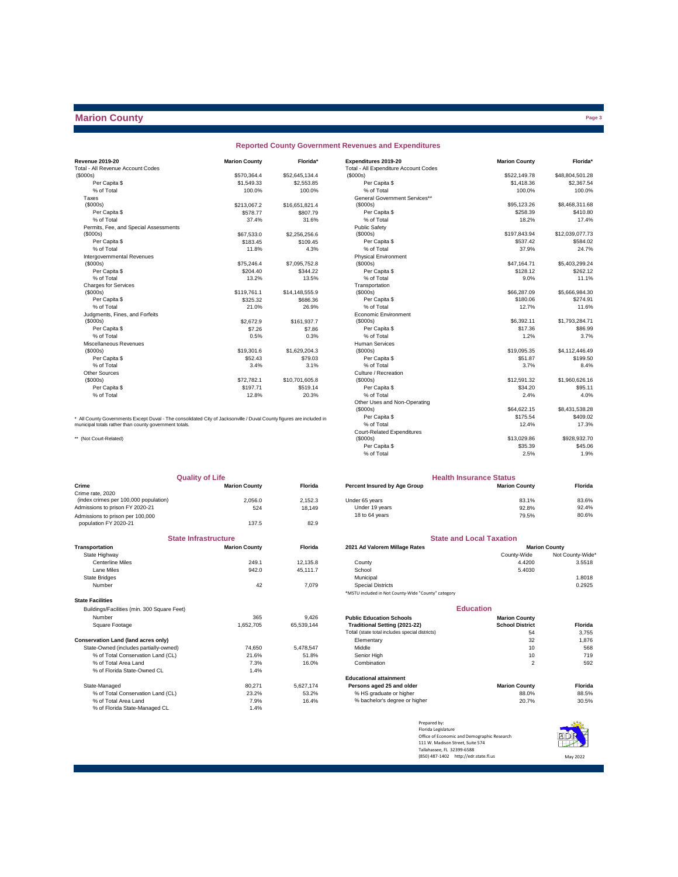# Marion County

## Reported County Government Revenues and Expenditures

| Revenue 2019-20 | Marion County | Florida* |
|---|---|---|
| Total - All Revenue Account Codes | | |
| ($000s) | $570,364.4 | $52,645,134.4 |
| Per Capita $ | $1,549.33 | $2,553.85 |
| % of Total | 100.0% | 100.0% |
| Taxes | | |
| ($000s) | $213,067.2 | $16,651,821.4 |
| Per Capita $ | $578.77 | $807.79 |
| % of Total | 37.4% | 31.6% |
| Permits, Fee, and Special Assessments | | |
| ($000s) | $67,533.0 | $2,256,256.6 |
| Per Capita $ | $183.45 | $109.45 |
| % of Total | 11.8% | 4.3% |
| Intergovernmental Revenues | | |
| ($000s) | $75,246.4 | $7,095,752.8 |
| Per Capita $ | $204.40 | $344.22 |
| % of Total | 13.2% | 13.5% |
| Charges for Services | | |
| ($000s) | $119,761.1 | $14,148,555.9 |
| Per Capita $ | $325.32 | $686.36 |
| % of Total | 21.0% | 26.9% |
| Judgments, Fines, and Forfeits | | |
| ($000s) | $2,672.9 | $161,937.7 |
| Per Capita $ | $7.26 | $7.86 |
| % of Total | 0.5% | 0.3% |
| Miscellaneous Revenues | | |
| ($000s) | $19,301.6 | $1,629,204.3 |
| Per Capita $ | $52.43 | $79.03 |
| % of Total | 3.4% | 3.1% |
| Other Sources | | |
| ($000s) | $72,782.1 | $10,701,605.8 |
| Per Capita $ | $197.71 | $519.14 |
| % of Total | 12.8% | 20.3% |

| Expenditures 2019-20 | Marion County | Florida* |
|---|---|---|
| Total - All Expenditure Account Codes | | |
| ($000s) | $522,149.78 | $48,804,501.28 |
| Per Capita $ | $1,418.36 | $2,367.54 |
| % of Total | 100.0% | 100.0% |
| General Government Services** | | |
| ($000s) | $95,123.26 | $8,468,311.68 |
| Per Capita $ | $258.39 | $410.80 |
| % of Total | 18.2% | 17.4% |
| Public Safety | | |
| ($000s) | $197,843.94 | $12,039,077.73 |
| Per Capita $ | $537.42 | $584.02 |
| % of Total | 37.9% | 24.7% |
| Physical Environment | | |
| ($000s) | $47,164.71 | $5,403,299.24 |
| Per Capita $ | $128.12 | $262.12 |
| % of Total | 9.0% | 11.1% |
| Transportation | | |
| ($000s) | $66,287.09 | $5,666,984.30 |
| Per Capita $ | $180.06 | $274.91 |
| % of Total | 12.7% | 11.6% |
| Economic Environment | | |
| ($000s) | $6,392.11 | $1,793,284.71 |
| Per Capita $ | $17.36 | $86.99 |
| % of Total | 1.2% | 3.7% |
| Human Services | | |
| ($000s) | $19,095.35 | $4,112,446.49 |
| Per Capita $ | $51.87 | $199.50 |
| % of Total | 3.7% | 8.4% |
| Culture / Recreation | | |
| ($000s) | $12,591.32 | $1,960,626.16 |
| Per Capita $ | $34.20 | $95.11 |
| % of Total | 2.4% | 4.0% |
| Other Uses and Non-Operating | | |
| ($000s) | $64,622.15 | $8,431,538.28 |
| Per Capita $ | $175.54 | $409.02 |
| % of Total | 12.4% | 17.3% |
| Court-Related Expenditures | | |
| ($000s) | $13,029.86 | $928,932.70 |
| Per Capita $ | $35.39 | $45.06 |
| % of Total | 2.5% | 1.9% |

\* All County Governments Except Duval - The consolidated City of Jacksonville / Duval County figures are included in municipal totals rather than county government totals.

** (Not Court-Related)

## Quality of Life

| Crime | Marion County | Florida |
|---|---|---|
| Crime rate, 2020 (index crimes per 100,000 population) | 2,056.0 | 2,152.3 |
| Admissions to prison FY 2020-21 | 524 | 18,149 |
| Admissions to prison per 100,000 population FY 2020-21 | 137.5 | 82.9 |

## Health Insurance Status

| Percent Insured by Age Group | Marion County | Florida |
|---|---|---|
| Under 65 years | 83.1% | 83.6% |
| Under 19 years | 92.8% | 92.4% |
| 18 to 64 years | 79.5% | 80.6% |

## State Infrastructure

| Transportation | Marion County | Florida |
|---|---|---|
| State Highway | | |
| Centerline Miles | 249.1 | 12,135.8 |
| Lane Miles | 942.0 | 45,111.7 |
| State Bridges | | |
| Number | 42 | 7,079 |

| State Facilities | Marion County | Florida |
|---|---|---|
| Buildings/Facilities (min. 300 Square Feet) | | |
| Number | 365 | 9,426 |
| Square Footage | 1,652,705 | 65,539,144 |

| Conservation Land (land acres only) | Marion County | Florida |
|---|---|---|
| State-Owned (includes partially-owned) | 74,650 | 5,478,547 |
| % of Total Conservation Land (CL) | 21.6% | 51.8% |
| % of Total Area Land | 7.3% | 16.0% |
| % of Florida State-Owned CL | 1.4% | |
| State-Managed | 80,271 | 5,627,174 |
| % of Total Conservation Land (CL) | 23.2% | 53.2% |
| % of Total Area Land | 7.9% | 16.4% |
| % of Florida State-Managed CL | 1.4% | |

## State and Local Taxation

| 2021 Ad Valorem Millage Rates | Marion County | |
|---|---|---|
| | County-Wide | Not County-Wide* |
| County | 4.4200 | 3.5518 |
| School | 5.4030 | |
| Municipal | | 1.8018 |
| Special Districts | | 0.2925 |

*MSTU included in Not County-Wide "County" category

## Education

| Public Education Schools Traditional Setting (2021-22) | Marion County School District | Florida |
|---|---|---|
| Total (state total includes special districts) | 54 | 3,755 |
| Elementary | 32 | 1,876 |
| Middle | 10 | 568 |
| Senior High | 10 | 719 |
| Combination | 2 | 592 |

| Educational attainment Persons aged 25 and older | Marion County | Florida |
|---|---|---|
| % HS graduate or higher | 88.0% | 88.5% |
| % bachelor's degree or higher | 20.7% | 30.5% |

Prepared by:
Florida Legislature
Office of Economic and Demographic Research
111 W. Madison Street, Suite 574
Tallahassee, FL 32399-6588
(850) 487-1402 http://edr.state.fl.us

May 2022